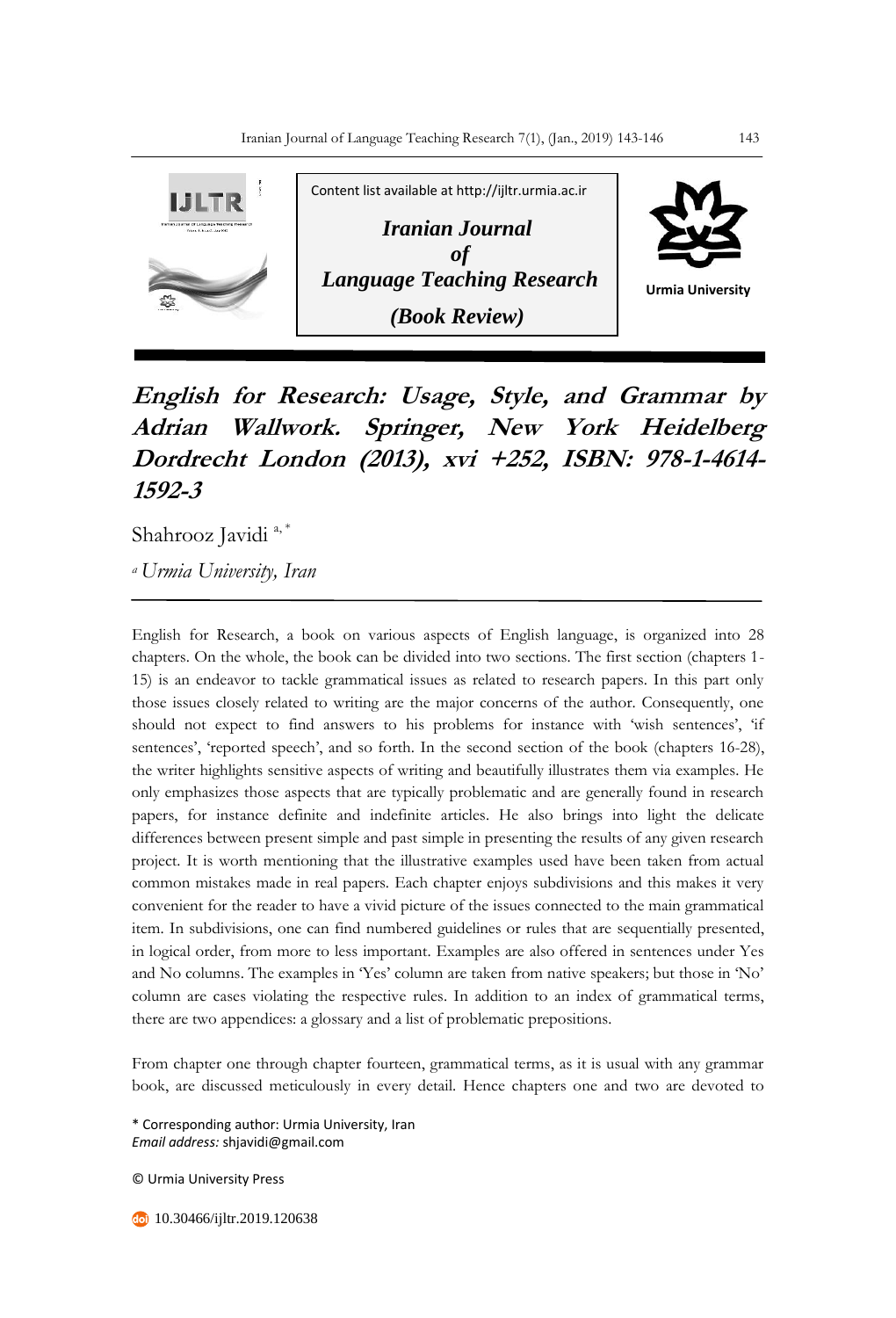Content list available at http://ijltr.urmia.ac.ir

*Iranian Journal of Language Teaching Research*

*(Book Review)*

Urmia University

# English for Research: Usage, Style, and Grammar by Adrian Wallwork. Springer, New York Heidelberg Dordrecht London (2013), xvi +252, ISBN: 978-1-4614-1592-3

Shahrooz Javidi [a, *]

[a] *Urmia University, Iran*

English for Research, a book on various aspects of English language, is organized into 28 chapters. On the whole, the book can be divided into two sections. The first section (chapters 1-15) is an endeavor to tackle grammatical issues as related to research papers. In this part only those issues closely related to writing are the major concerns of the author. Consequently, one should not expect to find answers to his problems for instance with 'wish sentences', 'if sentences', 'reported speech', and so forth. In the second section of the book (chapters 16-28), the writer highlights sensitive aspects of writing and beautifully illustrates them via examples. He only emphasizes those aspects that are typically problematic and are generally found in research papers, for instance definite and indefinite articles. He also brings into light the delicate differences between present simple and past simple in presenting the results of any given research project. It is worth mentioning that the illustrative examples used have been taken from actual common mistakes made in real papers. Each chapter enjoys subdivisions and this makes it very convenient for the reader to have a vivid picture of the issues connected to the main grammatical item. In subdivisions, one can find numbered guidelines or rules that are sequentially presented, in logical order, from more to less important. Examples are also offered in sentences under Yes and No columns. The examples in 'Yes' column are taken from native speakers; but those in 'No' column are cases violating the respective rules. In addition to an index of grammatical terms, there are two appendices: a glossary and a list of problematic prepositions.

From chapter one through chapter fourteen, grammatical terms, as it is usual with any grammar book, are discussed meticulously in every detail. Hence chapters one and two are devoted to

\* Corresponding author: Urmia University, Iran
*Email address:* shjavidi@gmail.com

© Urmia University Press

10.30466/ijltr.2019.120638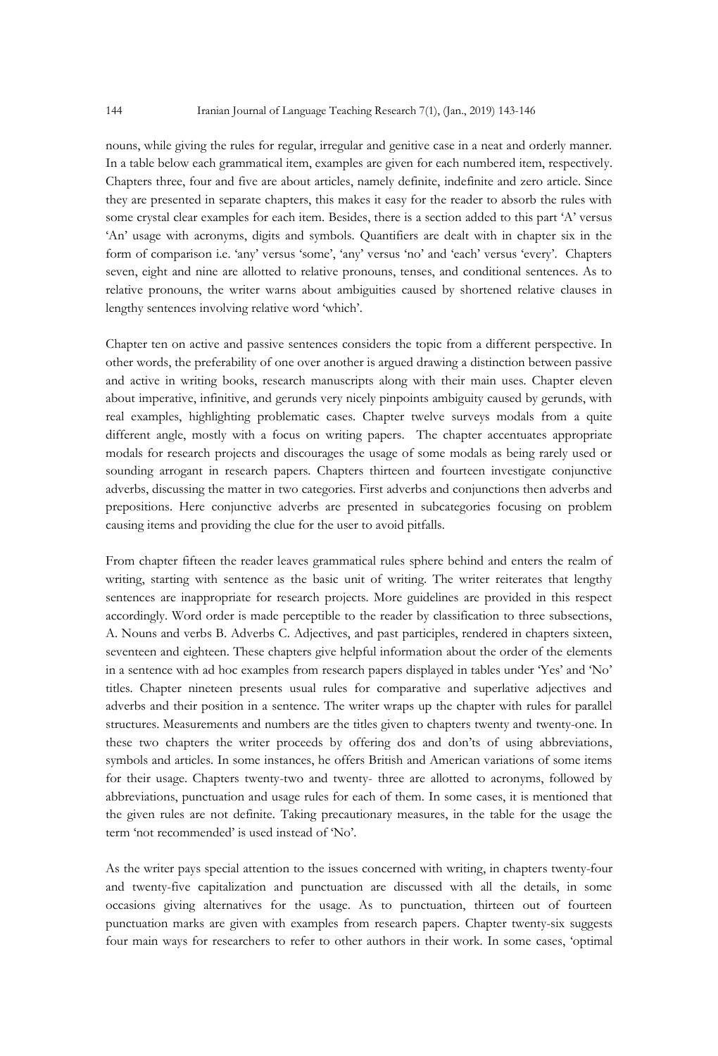nouns, while giving the rules for regular, irregular and genitive case in a neat and orderly manner. In a table below each grammatical item, examples are given for each numbered item, respectively. Chapters three, four and five are about articles, namely definite, indefinite and zero article. Since they are presented in separate chapters, this makes it easy for the reader to absorb the rules with some crystal clear examples for each item. Besides, there is a section added to this part 'A' versus 'An' usage with acronyms, digits and symbols. Quantifiers are dealt with in chapter six in the form of comparison i.e. 'any' versus 'some', 'any' versus 'no' and 'each' versus 'every'. Chapters seven, eight and nine are allotted to relative pronouns, tenses, and conditional sentences. As to relative pronouns, the writer warns about ambiguities caused by shortened relative clauses in lengthy sentences involving relative word 'which'.

Chapter ten on active and passive sentences considers the topic from a different perspective. In other words, the preferability of one over another is argued drawing a distinction between passive and active in writing books, research manuscripts along with their main uses. Chapter eleven about imperative, infinitive, and gerunds very nicely pinpoints ambiguity caused by gerunds, with real examples, highlighting problematic cases. Chapter twelve surveys modals from a quite different angle, mostly with a focus on writing papers. The chapter accentuates appropriate modals for research projects and discourages the usage of some modals as being rarely used or sounding arrogant in research papers. Chapters thirteen and fourteen investigate conjunctive adverbs, discussing the matter in two categories. First adverbs and conjunctions then adverbs and prepositions. Here conjunctive adverbs are presented in subcategories focusing on problem causing items and providing the clue for the user to avoid pitfalls.

From chapter fifteen the reader leaves grammatical rules sphere behind and enters the realm of writing, starting with sentence as the basic unit of writing. The writer reiterates that lengthy sentences are inappropriate for research projects. More guidelines are provided in this respect accordingly. Word order is made perceptible to the reader by classification to three subsections, A. Nouns and verbs B. Adverbs C. Adjectives, and past participles, rendered in chapters sixteen, seventeen and eighteen. These chapters give helpful information about the order of the elements in a sentence with ad hoc examples from research papers displayed in tables under 'Yes' and 'No' titles. Chapter nineteen presents usual rules for comparative and superlative adjectives and adverbs and their position in a sentence. The writer wraps up the chapter with rules for parallel structures. Measurements and numbers are the titles given to chapters twenty and twenty-one. In these two chapters the writer proceeds by offering dos and don'ts of using abbreviations, symbols and articles. In some instances, he offers British and American variations of some items for their usage. Chapters twenty-two and twenty- three are allotted to acronyms, followed by abbreviations, punctuation and usage rules for each of them. In some cases, it is mentioned that the given rules are not definite. Taking precautionary measures, in the table for the usage the term 'not recommended' is used instead of 'No'.

As the writer pays special attention to the issues concerned with writing, in chapters twenty-four and twenty-five capitalization and punctuation are discussed with all the details, in some occasions giving alternatives for the usage. As to punctuation, thirteen out of fourteen punctuation marks are given with examples from research papers. Chapter twenty-six suggests four main ways for researchers to refer to other authors in their work. In some cases, 'optimal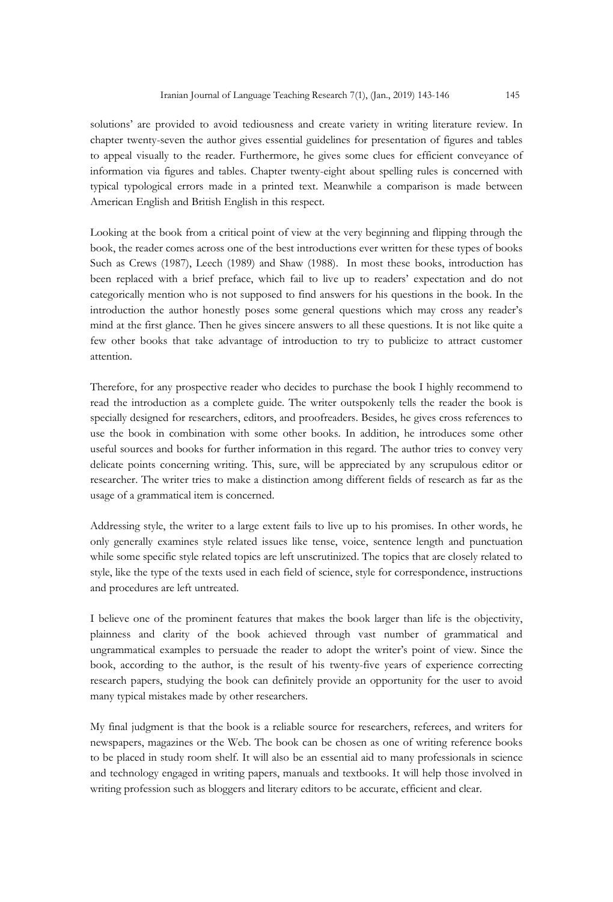solutions' are provided to avoid tediousness and create variety in writing literature review. In chapter twenty-seven the author gives essential guidelines for presentation of figures and tables to appeal visually to the reader. Furthermore, he gives some clues for efficient conveyance of information via figures and tables. Chapter twenty-eight about spelling rules is concerned with typical typological errors made in a printed text. Meanwhile a comparison is made between American English and British English in this respect.

Looking at the book from a critical point of view at the very beginning and flipping through the book, the reader comes across one of the best introductions ever written for these types of books Such as Crews (1987), Leech (1989) and Shaw (1988). In most these books, introduction has been replaced with a brief preface, which fail to live up to readers' expectation and do not categorically mention who is not supposed to find answers for his questions in the book. In the introduction the author honestly poses some general questions which may cross any reader's mind at the first glance. Then he gives sincere answers to all these questions. It is not like quite a few other books that take advantage of introduction to try to publicize to attract customer attention.

Therefore, for any prospective reader who decides to purchase the book I highly recommend to read the introduction as a complete guide. The writer outspokenly tells the reader the book is specially designed for researchers, editors, and proofreaders. Besides, he gives cross references to use the book in combination with some other books. In addition, he introduces some other useful sources and books for further information in this regard. The author tries to convey very delicate points concerning writing. This, sure, will be appreciated by any scrupulous editor or researcher. The writer tries to make a distinction among different fields of research as far as the usage of a grammatical item is concerned.

Addressing style, the writer to a large extent fails to live up to his promises. In other words, he only generally examines style related issues like tense, voice, sentence length and punctuation while some specific style related topics are left unscrutinized. The topics that are closely related to style, like the type of the texts used in each field of science, style for correspondence, instructions and procedures are left untreated.

I believe one of the prominent features that makes the book larger than life is the objectivity, plainness and clarity of the book achieved through vast number of grammatical and ungrammatical examples to persuade the reader to adopt the writer's point of view. Since the book, according to the author, is the result of his twenty-five years of experience correcting research papers, studying the book can definitely provide an opportunity for the user to avoid many typical mistakes made by other researchers.

My final judgment is that the book is a reliable source for researchers, referees, and writers for newspapers, magazines or the Web. The book can be chosen as one of writing reference books to be placed in study room shelf. It will also be an essential aid to many professionals in science and technology engaged in writing papers, manuals and textbooks. It will help those involved in writing profession such as bloggers and literary editors to be accurate, efficient and clear.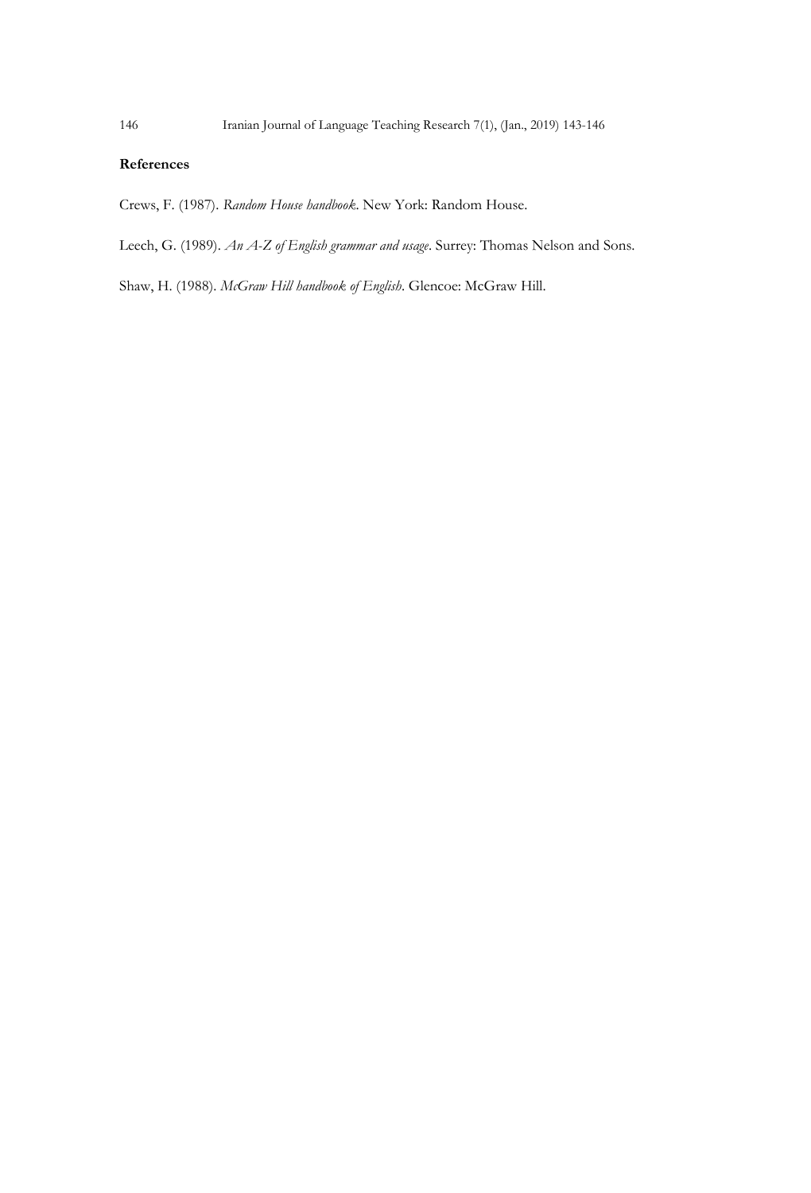**References**

Crews, F. (1987). *Random House handbook*. New York: Random House.

Leech, G. (1989). *An A-Z of English grammar and usage*. Surrey: Thomas Nelson and Sons.

Shaw, H. (1988). *McGraw Hill handbook of English*. Glencoe: McGraw Hill.